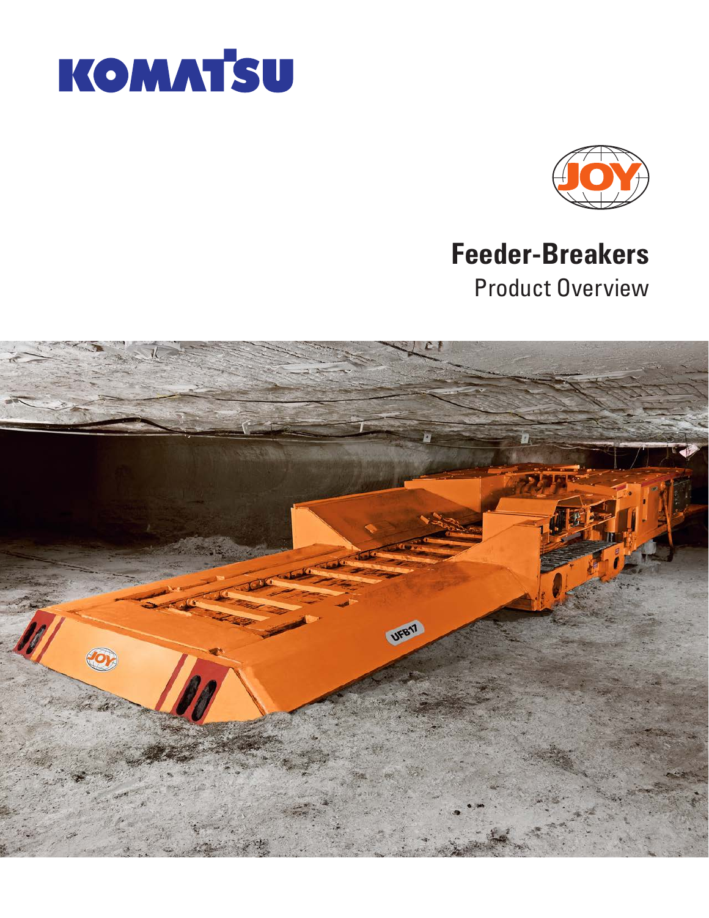KOMATSU

JOY

# Feeder-Breakers

## Product Overview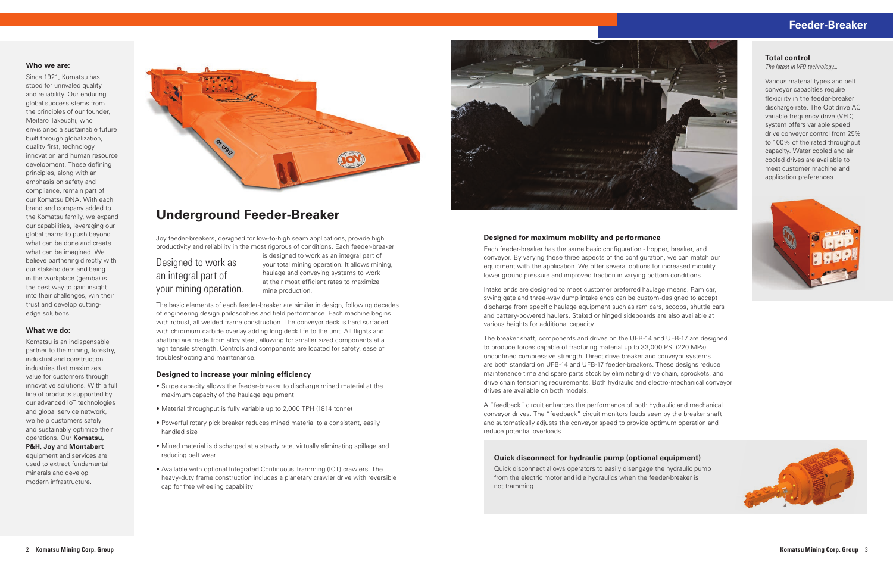## Who we are:

Since 1921, Komatsu has stood for unrivaled quality and reliability. Our enduring global success stems from the principles of our founder, Meitaro Takeuchi, who envisioned a sustainable future built through globalization, quality first, technology innovation and human resource development. These defining principles, along with an emphasis on safety and compliance, remain part of our Komatsu DNA. With each brand and company added to the Komatsu family, we expand our capabilities, leveraging our global teams to push beyond what can be done and create what can be imagined. We believe partnering directly with our stakeholders and being in the workplace (gemba) is the best way to gain insight into their challenges, win their trust and develop cutting-edge solutions.

## What we do:

Komatsu is an indispensable partner to the mining, forestry, industrial and construction industries that maximizes value for customers through innovative solutions. With a full line of products supported by our advanced IoT technologies and global service network, we help customers safely and sustainably optimize their operations. Our **Komatsu, P&H, Joy** and **Montabert** equipment and services are used to extract fundamental minerals and develop modern infrastructure.

# Underground Feeder-Breaker

Joy feeder-breakers, designed for low-to-high seam applications, provide high productivity and reliability in the most rigorous of conditions. Each feeder-breaker is designed to work as an integral part of your total mining operation. It allows mining, haulage and conveying systems to work at their most efficient rates to maximize mine production.

Designed to work as an integral part of your mining operation.

The basic elements of each feeder-breaker are similar in design, following decades of engineering design philosophies and field performance. Each machine begins with robust, all welded frame construction. The conveyor deck is hard surfaced with chromium carbide overlay adding long deck life to the unit. All flights and shafting are made from alloy steel, allowing for smaller sized components at a high tensile strength. Controls and components are located for safety, ease of troubleshooting and maintenance.

### Designed to increase your mining efficiency

- Surge capacity allows the feeder-breaker to discharge mined material at the maximum capacity of the haulage equipment
- Material throughput is fully variable up to 2,000 TPH (1814 tonne)
- Powerful rotary pick breaker reduces mined material to a consistent, easily handled size
- Mined material is discharged at a steady rate, virtually eliminating spillage and reducing belt wear
- Available with optional Integrated Continuous Tramming (ICT) crawlers. The heavy-duty frame construction includes a planetary crawler drive with reversible cap for free wheeling capability

### Designed for maximum mobility and performance

Each feeder-breaker has the same basic configuration - hopper, breaker, and conveyor. By varying these three aspects of the configuration, we can match our equipment with the application. We offer several options for increased mobility, lower ground pressure and improved traction in varying bottom conditions.

Intake ends are designed to meet customer preferred haulage means. Ram car, swing gate and three-way dump intake ends can be custom-designed to accept discharge from specific haulage equipment such as ram cars, scoops, shuttle cars and battery-powered haulers. Staked or hinged sideboards are also available at various heights for additional capacity.

The breaker shaft, components and drives on the UFB-14 and UFB-17 are designed to produce forces capable of fracturing material up to 33,000 PSI (220 MPa) unconfined compressive strength. Direct drive breaker and conveyor systems are both standard on UFB-14 and UFB-17 feeder-breakers. These designs reduce maintenance time and spare parts stock by eliminating drive chain, sprockets, and drive chain tensioning requirements. Both hydraulic and electro-mechanical conveyor drives are available on both models.

A "feedback" circuit enhances the performance of both hydraulic and mechanical conveyor drives. The "feedback" circuit monitors loads seen by the breaker shaft and automatically adjusts the conveyor speed to provide optimum operation and reduce potential overloads.

### Quick disconnect for hydraulic pump (optional equipment)

Quick disconnect allows operators to easily disengage the hydraulic pump from the electric motor and idle hydraulics when the feeder-breaker is not tramming.

### Total control

*The latest in VFD technology...*

Various material types and belt conveyor capacities require flexibility in the feeder-breaker discharge rate. The Optidrive AC variable frequency drive (VFD) system offers variable speed drive conveyor control from 25% to 100% of the rated throughput capacity. Water cooled and air cooled drives are available to meet customer machine and application preferences.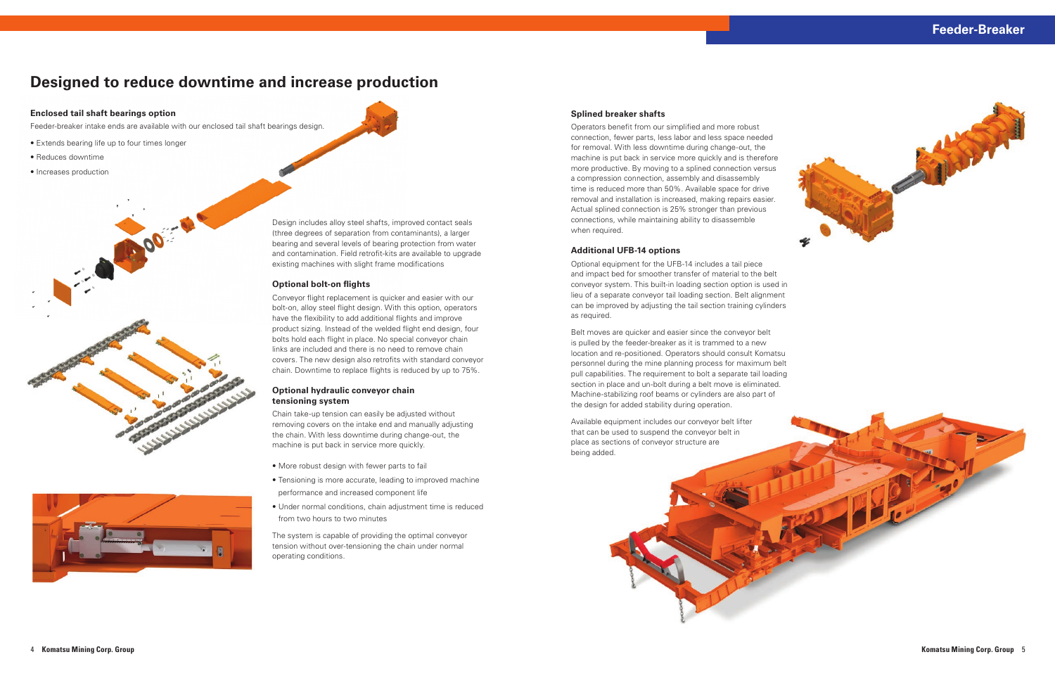# Designed to reduce downtime and increase production

### Enclosed tail shaft bearings option

Feeder-breaker intake ends are available with our enclosed tail shaft bearings design.

- Extends bearing life up to four times longer
- Reduces downtime
- Increases production

Design includes alloy steel shafts, improved contact seals (three degrees of separation from contaminants), a larger bearing and several levels of bearing protection from water and contamination. Field retrofit-kits are available to upgrade existing machines with slight frame modifications

### Optional bolt-on flights

Conveyor flight replacement is quicker and easier with our bolt-on, alloy steel flight design. With this option, operators have the flexibility to add additional flights and improve product sizing. Instead of the welded flight end design, four bolts hold each flight in place. No special conveyor chain links are included and there is no need to remove chain covers. The new design also retrofits with standard conveyor chain. Downtime to replace flights is reduced by up to 75%.

### Optional hydraulic conveyor chain tensioning system

Chain take-up tension can easily be adjusted without removing covers on the intake end and manually adjusting the chain. With less downtime during change-out, the machine is put back in service more quickly.

- More robust design with fewer parts to fail
- Tensioning is more accurate, leading to improved machine performance and increased component life
- Under normal conditions, chain adjustment time is reduced from two hours to two minutes

The system is capable of providing the optimal conveyor tension without over-tensioning the chain under normal operating conditions.

### Splined breaker shafts

Operators benefit from our simplified and more robust connection, fewer parts, less labor and less space needed for removal. With less downtime during change-out, the machine is put back in service more quickly and is therefore more productive. By moving to a splined connection versus a compression connection, assembly and disassembly time is reduced more than 50%. Available space for drive removal and installation is increased, making repairs easier. Actual splined connection is 25% stronger than previous connections, while maintaining ability to disassemble when required.

### Additional UFB-14 options

Optional equipment for the UFB-14 includes a tail piece and impact bed for smoother transfer of material to the belt conveyor system. This built-in loading section option is used in lieu of a separate conveyor tail loading section. Belt alignment can be improved by adjusting the tail section training cylinders as required.

Belt moves are quicker and easier since the conveyor belt is pulled by the feeder-breaker as it is trammed to a new location and re-positioned. Operators should consult Komatsu personnel during the mine planning process for maximum belt pull capabilities. The requirement to bolt a separate tail loading section in place and un-bolt during a belt move is eliminated. Machine-stabilizing roof beams or cylinders are also part of the design for added stability during operation.

Available equipment includes our conveyor belt lifter that can be used to suspend the conveyor belt in place as sections of conveyor structure are being added.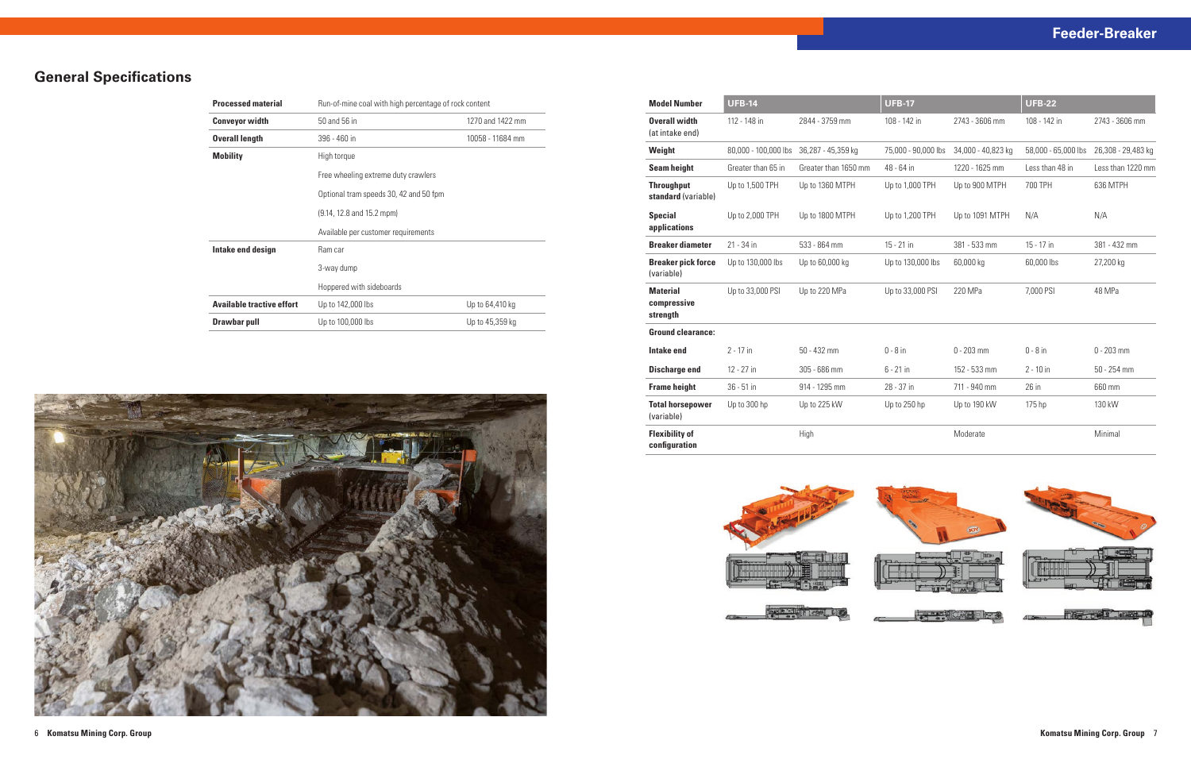# Feeder-Breaker

## General Specifications

| | | |
|---|---|---|
| **Processed material** | Run-of-mine coal with high percentage of rock content | |
| **Conveyor width** | 50 and 56 in | 1270 and 1422 mm |
| **Overall length** | 396 - 460 in | 10058 - 11684 mm |
| **Mobility** | High torque | |
| | Free wheeling extreme duty crawlers | |
| | Optional tram speeds 30, 42 and 50 fpm | |
| | (9.14, 12.8 and 15.2 mpm) | |
| | Available per customer requirements | |
| **Intake end design** | Ram car | |
| | 3-way dump | |
| | Hoppered with sideboards | |
| **Available tractive effort** | Up to 142,000 lbs | Up to 64,410 kg |
| **Drawbar pull** | Up to 100,000 lbs | Up to 45,359 kg |

| **Model Number** | **UFB-14** | | **UFB-17** | | **UFB-22** | |
|---|---|---|---|---|---|---|
| **Overall width** (at intake end) | 112 - 148 in | 2844 - 3759 mm | 108 - 142 in | 2743 - 3606 mm | 108 - 142 in | 2743 - 3606 mm |
| **Weight** | 80,000 - 100,000 lbs | 36,287 - 45,359 kg | 75,000 - 90,000 lbs | 34,000 - 40,823 kg | 58,000 - 65,000 lbs | 26,308 - 29,483 kg |
| **Seam height** | Greater than 65 in | Greater than 1650 mm | 48 - 64 in | 1220 - 1625 mm | Less than 48 in | Less than 1220 mm |
| **Throughput standard** (variable) | Up to 1,500 TPH | Up to 1360 MTPH | Up to 1,000 TPH | Up to 900 MTPH | 700 TPH | 636 MTPH |
| **Special applications** | Up to 2,000 TPH | Up to 1800 MTPH | Up to 1,200 TPH | Up to 1091 MTPH | N/A | N/A |
| **Breaker diameter** | 21 - 34 in | 533 - 864 mm | 15 - 21 in | 381 - 533 mm | 15 - 17 in | 381 - 432 mm |
| **Breaker pick force** (variable) | Up to 130,000 lbs | Up to 60,000 kg | Up to 130,000 lbs | 60,000 kg | 60,000 lbs | 27,200 kg |
| **Material compressive strength** | Up to 33,000 PSI | Up to 220 MPa | Up to 33,000 PSI | 220 MPa | 7,000 PSI | 48 MPa |
| **Ground clearance:** | | | | | | |
| **Intake end** | 2 - 17 in | 50 - 432 mm | 0 - 8 in | 0 - 203 mm | 0 - 8 in | 0 - 203 mm |
| **Discharge end** | 12 - 27 in | 305 - 686 mm | 6 - 21 in | 152 - 533 mm | 2 - 10 in | 50 - 254 mm |
| **Frame height** | 36 - 51 in | 914 - 1295 mm | 28 - 37 in | 711 - 940 mm | 26 in | 660 mm |
| **Total horsepower** (variable) | Up to 300 hp | Up to 225 kW | Up to 250 hp | Up to 190 kW | 175 hp | 130 kW |
| **Flexibility of configuration** | | High | | Moderate | | Minimal |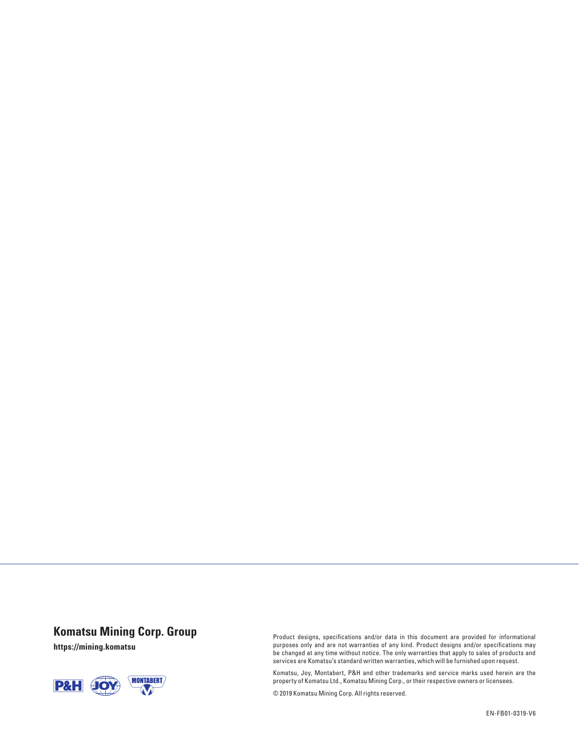**Komatsu Mining Corp. Group**

**https://mining.komatsu**

P&H JOY MONTABERT

Product designs, specifications and/or data in this document are provided for informational purposes only and are not warranties of any kind. Product designs and/or specifications may be changed at any time without notice. The only warranties that apply to sales of products and services are Komatsu's standard written warranties, which will be furnished upon request.

Komatsu, Joy, Montabert, P&H and other trademarks and service marks used herein are the property of Komatsu Ltd., Komatsu Mining Corp., or their respective owners or licensees.

© 2019 Komatsu Mining Corp. All rights reserved.

EN-FB01-0319-V6